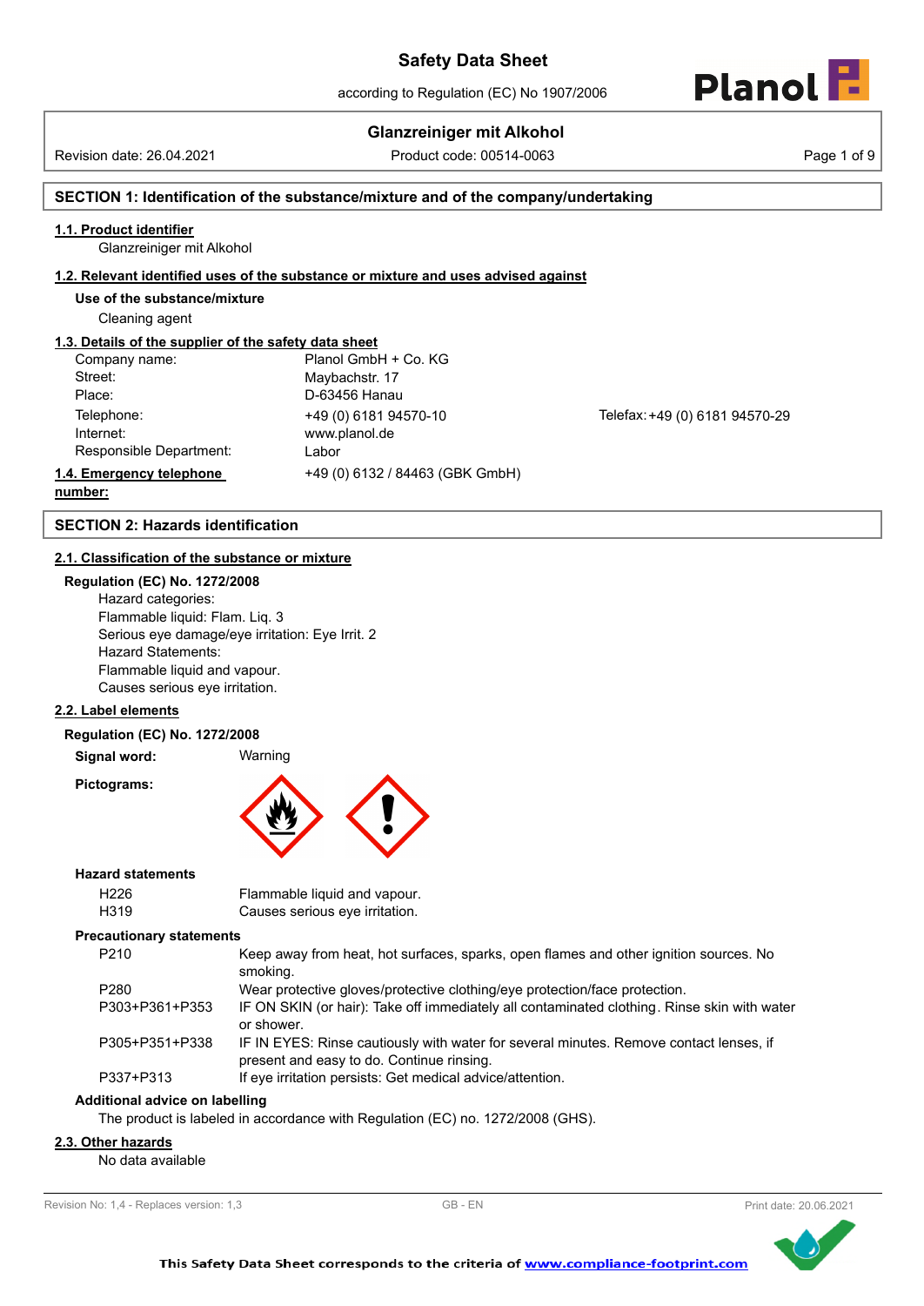# Safety Data Sheet

according to Regulation (EC) No 1907/2006

**Glanzreiniger mit Alkohol**

Revision date: 26.04.2021 | Product code: 00514-0063

## SECTION 1: Identification of the substance/mixture and of the company/undertaking

### 1.1. Product identifier

Glanzreiniger mit Alkohol

### 1.2. Relevant identified uses of the substance or mixture and uses advised against

**Use of the substance/mixture**

Cleaning agent

### 1.3. Details of the supplier of the safety data sheet

| | | |
|---|---|---|
| Company name: | Planol GmbH + Co. KG | |
| Street: | Maybachstr. 17 | |
| Place: | D-63456 Hanau | |
| Telephone: | +49 (0) 6181 94570-10 | Telefax: +49 (0) 6181 94570-29 |
| Internet: | www.planol.de | |
| Responsible Department: | Labor | |

### 1.4. Emergency telephone number:

+49 (0) 6132 / 84463 (GBK GmbH)

## SECTION 2: Hazards identification

### 2.1. Classification of the substance or mixture

**Regulation (EC) No. 1272/2008**

Hazard categories:
Flammable liquid: Flam. Liq. 3
Serious eye damage/eye irritation: Eye Irrit. 2
Hazard Statements:
Flammable liquid and vapour.
Causes serious eye irritation.

### 2.2. Label elements

**Regulation (EC) No. 1272/2008**

**Signal word:** Warning

**Pictograms:**

**Hazard statements**

| | |
|---|---|
| H226 | Flammable liquid and vapour. |
| H319 | Causes serious eye irritation. |

**Precautionary statements**

| | |
|---|---|
| P210 | Keep away from heat, hot surfaces, sparks, open flames and other ignition sources. No smoking. |
| P280 | Wear protective gloves/protective clothing/eye protection/face protection. |
| P303+P361+P353 | IF ON SKIN (or hair): Take off immediately all contaminated clothing. Rinse skin with water or shower. |
| P305+P351+P338 | IF IN EYES: Rinse cautiously with water for several minutes. Remove contact lenses, if present and easy to do. Continue rinsing. |
| P337+P313 | If eye irritation persists: Get medical advice/attention. |

**Additional advice on labelling**

The product is labeled in accordance with Regulation (EC) no. 1272/2008 (GHS).

### 2.3. Other hazards

No data available

Revision No: 1,4 - Replaces version: 1,3 | GB - EN | Print date: 20.06.2021

This Safety Data Sheet corresponds to the criteria of www.compliance-footprint.com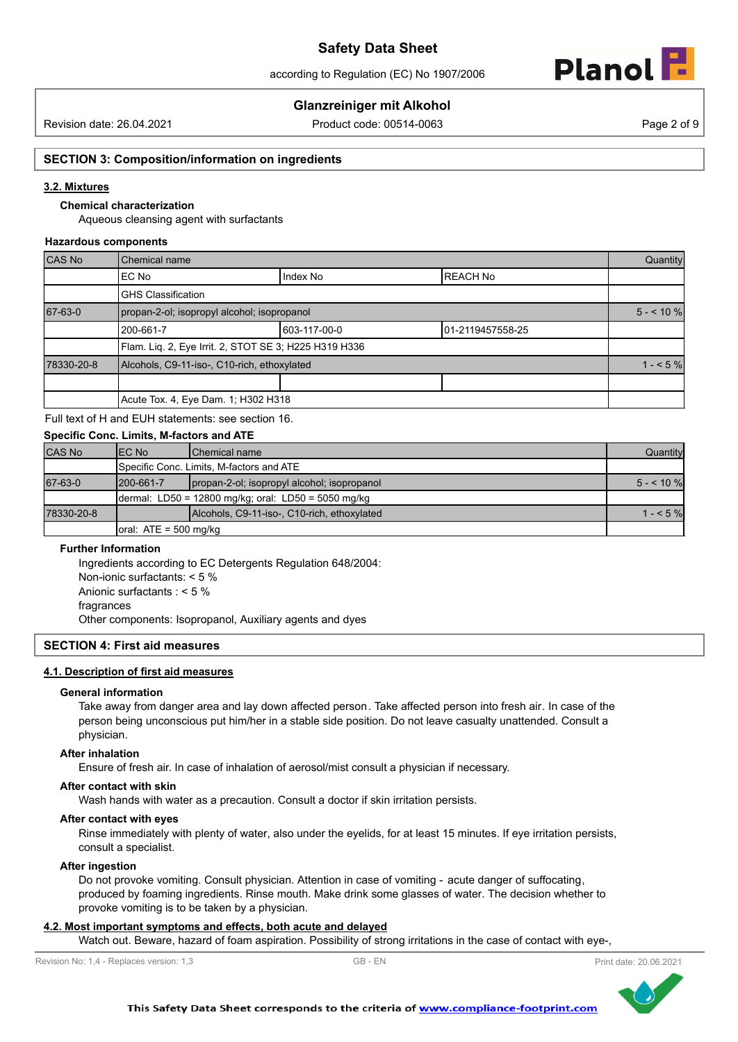## SECTION 3: Composition/information on ingredients

### 3.2. Mixtures

**Chemical characterization**

Aqueous cleansing agent with surfactants

**Hazardous components**

| CAS No | Chemical name | | | Quantity |
|---|---|---|---|---|
| | EC No | Index No | REACH No | |
| | GHS Classification | | | |
| 67-63-0 | propan-2-ol; isopropyl alcohol; isopropanol | | | 5 - < 10 % |
| | 200-661-7 | 603-117-00-0 | 01-2119457558-25 | |
| | Flam. Liq. 2, Eye Irrit. 2, STOT SE 3; H225 H319 H336 | | | |
| 78330-20-8 | Alcohols, C9-11-iso-, C10-rich, ethoxylated | | | 1 - < 5 % |
| | | | | |
| | Acute Tox. 4, Eye Dam. 1; H302 H318 | | | |

Full text of H and EUH statements: see section 16.

**Specific Conc. Limits, M-factors and ATE**

| CAS No | EC No | Chemical name | Quantity |
|---|---|---|---|
| | Specific Conc. Limits, M-factors and ATE | | |
| 67-63-0 | 200-661-7 | propan-2-ol; isopropyl alcohol; isopropanol | 5 - < 10 % |
| | dermal: LD50 = 12800 mg/kg; oral: LD50 = 5050 mg/kg | | |
| 78330-20-8 | | Alcohols, C9-11-iso-, C10-rich, ethoxylated | 1 - < 5 % |
| | oral: ATE = 500 mg/kg | | |

**Further Information**

Ingredients according to EC Detergents Regulation 648/2004:
Non-ionic surfactants: < 5 %
Anionic surfactants : < 5 %
fragrances
Other components: Isopropanol, Auxiliary agents and dyes

## SECTION 4: First aid measures

### 4.1. Description of first aid measures

**General information**

Take away from danger area and lay down affected person. Take affected person into fresh air. In case of the person being unconscious put him/her in a stable side position. Do not leave casualty unattended. Consult a physician.

**After inhalation**

Ensure of fresh air. In case of inhalation of aerosol/mist consult a physician if necessary.

**After contact with skin**

Wash hands with water as a precaution. Consult a doctor if skin irritation persists.

**After contact with eyes**

Rinse immediately with plenty of water, also under the eyelids, for at least 15 minutes. If eye irritation persists, consult a specialist.

**After ingestion**

Do not provoke vomiting. Consult physician. Attention in case of vomiting - acute danger of suffocating, produced by foaming ingredients. Rinse mouth. Make drink some glasses of water. The decision whether to provoke vomiting is to be taken by a physician.

### 4.2. Most important symptoms and effects, both acute and delayed

Watch out. Beware, hazard of foam aspiration. Possibility of strong irritations in the case of contact with eye-,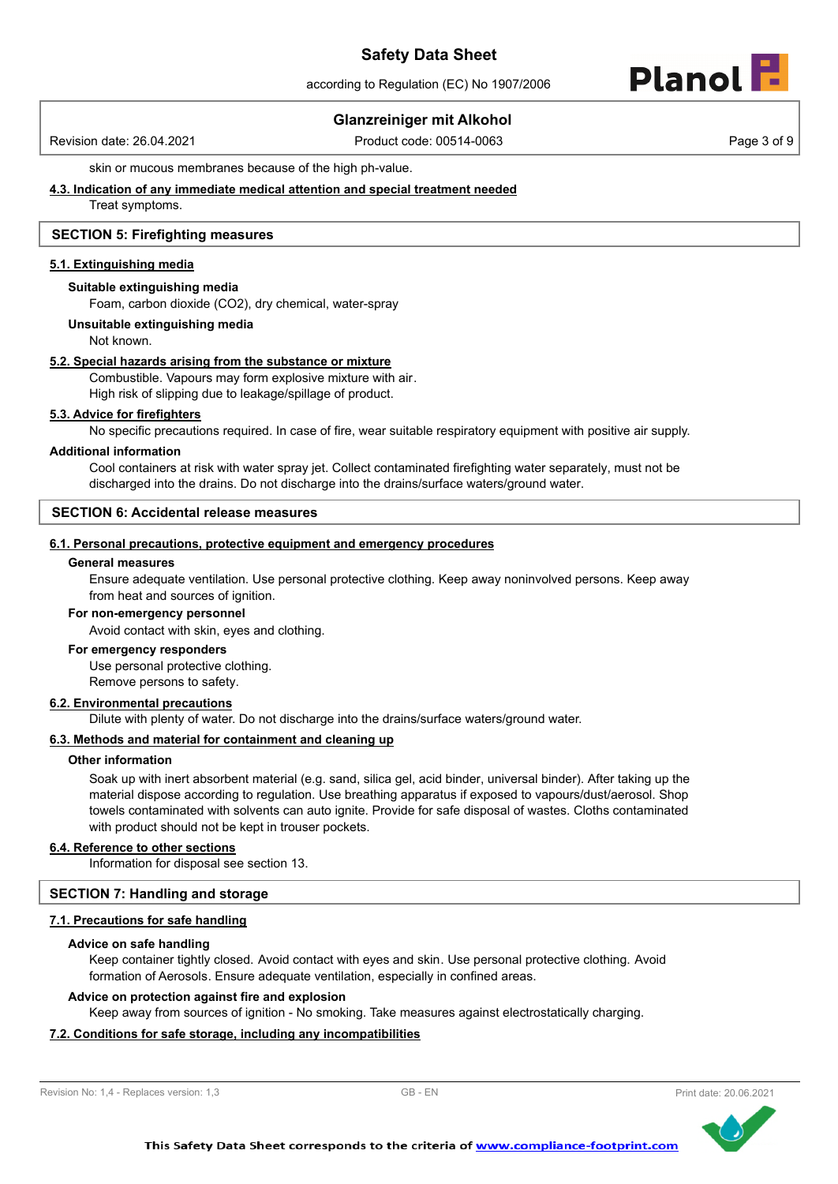skin or mucous membranes because of the high ph-value.

### 4.3. Indication of any immediate medical attention and special treatment needed

Treat symptoms.

## SECTION 5: Firefighting measures

### 5.1. Extinguishing media

**Suitable extinguishing media**

Foam, carbon dioxide ($CO_2$), dry chemical, water-spray

**Unsuitable extinguishing media**

Not known.

### 5.2. Special hazards arising from the substance or mixture

Combustible. Vapours may form explosive mixture with air.
High risk of slipping due to leakage/spillage of product.

### 5.3. Advice for firefighters

No specific precautions required. In case of fire, wear suitable respiratory equipment with positive air supply.

**Additional information**

Cool containers at risk with water spray jet. Collect contaminated firefighting water separately, must not be discharged into the drains. Do not discharge into the drains/surface waters/ground water.

## SECTION 6: Accidental release measures

### 6.1. Personal precautions, protective equipment and emergency procedures

**General measures**

Ensure adequate ventilation. Use personal protective clothing. Keep away noninvolved persons. Keep away from heat and sources of ignition.

**For non-emergency personnel**

Avoid contact with skin, eyes and clothing.

**For emergency responders**

Use personal protective clothing.
Remove persons to safety.

### 6.2. Environmental precautions

Dilute with plenty of water. Do not discharge into the drains/surface waters/ground water.

### 6.3. Methods and material for containment and cleaning up

**Other information**

Soak up with inert absorbent material (e.g. sand, silica gel, acid binder, universal binder). After taking up the material dispose according to regulation. Use breathing apparatus if exposed to vapours/dust/aerosol. Shop towels contaminated with solvents can auto ignite. Provide for safe disposal of wastes. Cloths contaminated with product should not be kept in trouser pockets.

### 6.4. Reference to other sections

Information for disposal see section 13.

## SECTION 7: Handling and storage

### 7.1. Precautions for safe handling

**Advice on safe handling**

Keep container tightly closed. Avoid contact with eyes and skin. Use personal protective clothing. Avoid formation of Aerosols. Ensure adequate ventilation, especially in confined areas.

**Advice on protection against fire and explosion**

Keep away from sources of ignition - No smoking. Take measures against electrostatically charging.

### 7.2. Conditions for safe storage, including any incompatibilities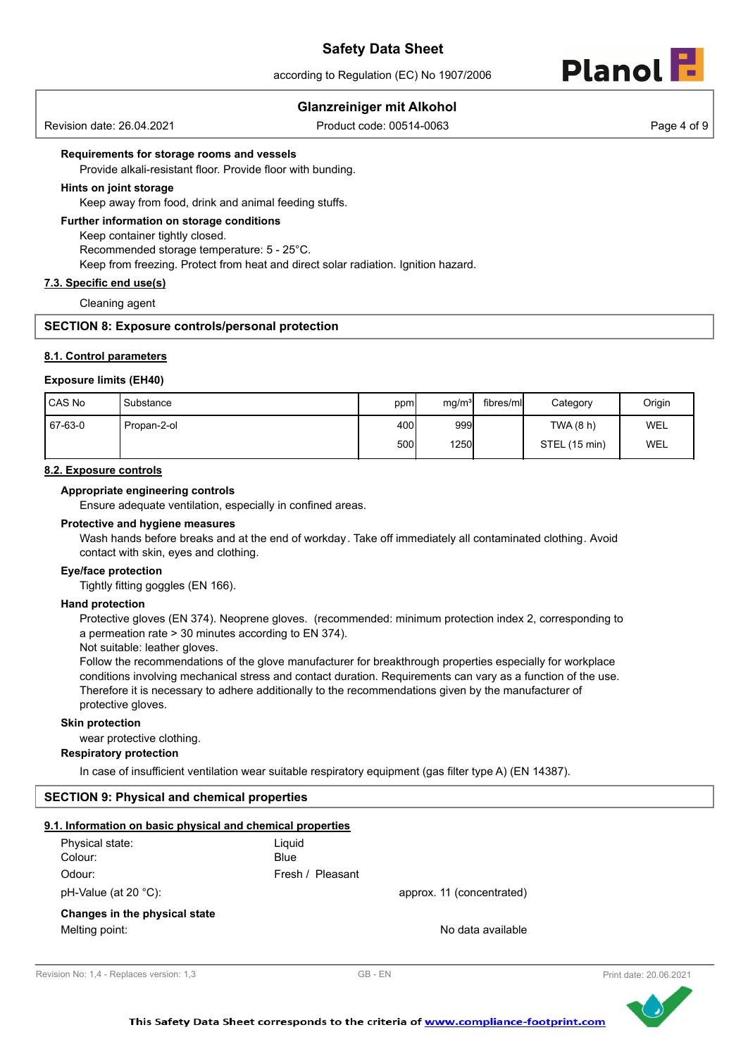**Requirements for storage rooms and vessels**

Provide alkali-resistant floor. Provide floor with bunding.

**Hints on joint storage**

Keep away from food, drink and animal feeding stuffs.

**Further information on storage conditions**

Keep container tightly closed.
Recommended storage temperature: 5 - 25°C.
Keep from freezing. Protect from heat and direct solar radiation. Ignition hazard.

### 7.3. Specific end use(s)

Cleaning agent

## SECTION 8: Exposure controls/personal protection

### 8.1. Control parameters

**Exposure limits (EH40)**

| CAS No | Substance | ppm | mg/m³ | fibres/ml | Category | Origin |
|---|---|---|---|---|---|---|
| 67-63-0 | Propan-2-ol | 400 | 999 | | TWA (8 h) | WEL |
| | | 500 | 1250 | | STEL (15 min) | WEL |

### 8.2. Exposure controls

**Appropriate engineering controls**

Ensure adequate ventilation, especially in confined areas.

**Protective and hygiene measures**

Wash hands before breaks and at the end of workday. Take off immediately all contaminated clothing. Avoid contact with skin, eyes and clothing.

**Eye/face protection**

Tightly fitting goggles (EN 166).

**Hand protection**

Protective gloves (EN 374). Neoprene gloves. (recommended: minimum protection index 2, corresponding to a permeation rate > 30 minutes according to EN 374).
Not suitable: leather gloves.
Follow the recommendations of the glove manufacturer for breakthrough properties especially for workplace conditions involving mechanical stress and contact duration. Requirements can vary as a function of the use. Therefore it is necessary to adhere additionally to the recommendations given by the manufacturer of protective gloves.

**Skin protection**

wear protective clothing.

**Respiratory protection**

In case of insufficient ventilation wear suitable respiratory equipment (gas filter type A) (EN 14387).

## SECTION 9: Physical and chemical properties

### 9.1. Information on basic physical and chemical properties

Physical state: Liquid
Colour: Blue
Odour: Fresh / Pleasant

pH-Value (at 20 °C): approx. 11 (concentrated)

**Changes in the physical state**

Melting point: No data available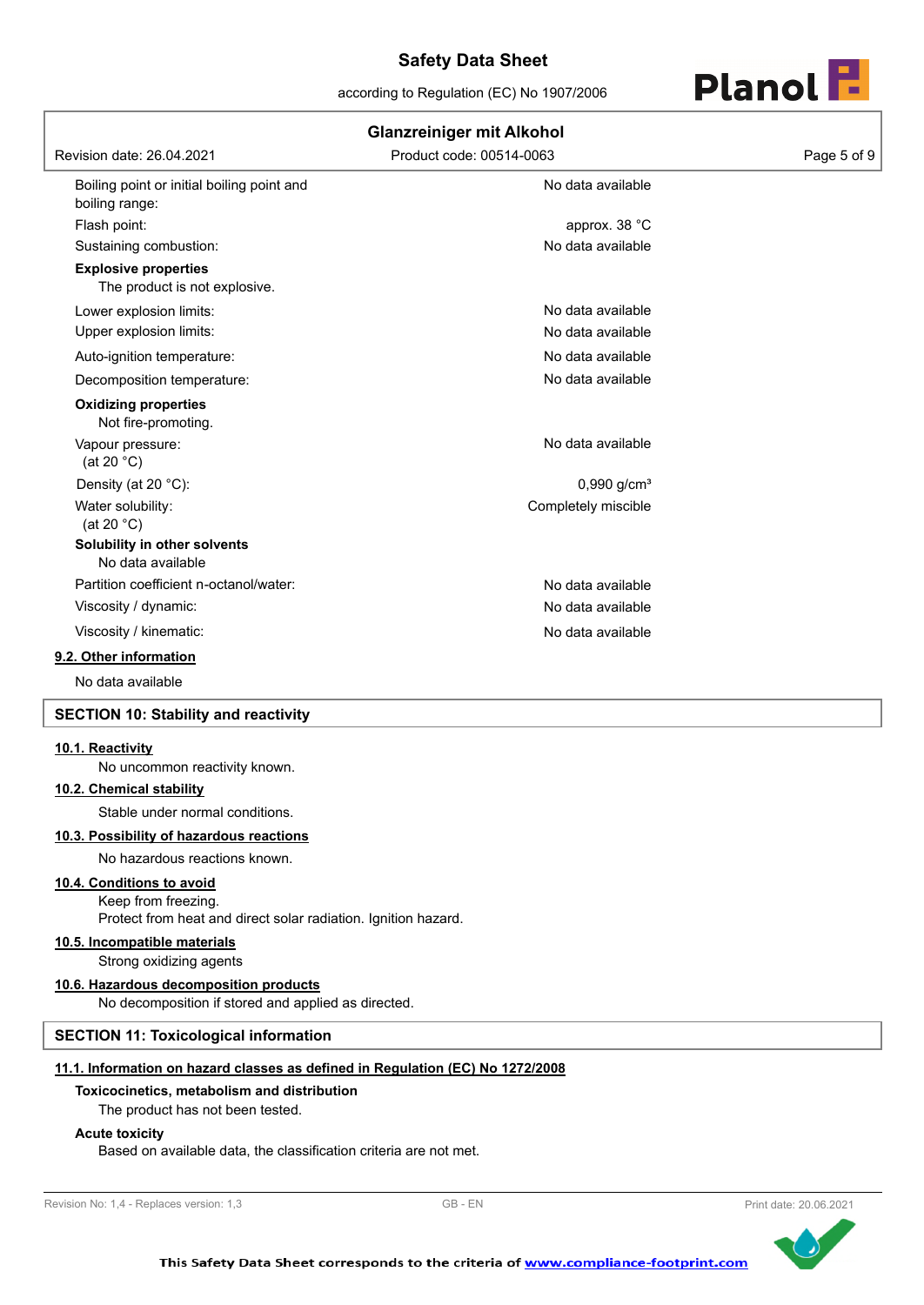| Property | Value |
| --- | --- |
| Boiling point or initial boiling point and boiling range: | No data available |
| Flash point: | approx. 38 °C |
| Sustaining combustion: | No data available |

**Explosive properties**

The product is not explosive.

| Property | Value |
| --- | --- |
| Lower explosion limits: | No data available |
| Upper explosion limits: | No data available |
| Auto-ignition temperature: | No data available |
| Decomposition temperature: | No data available |

**Oxidizing properties**

Not fire-promoting.

| Property | Value |
| --- | --- |
| Vapour pressure: (at 20 °C) | No data available |
| Density (at 20 °C): | 0,990 g/cm³ |
| Water solubility: (at 20 °C) | Completely miscible |

**Solubility in other solvents**

No data available

| Property | Value |
| --- | --- |
| Partition coefficient n-octanol/water: | No data available |
| Viscosity / dynamic: | No data available |
| Viscosity / kinematic: | No data available |

### 9.2. Other information

No data available

## SECTION 10: Stability and reactivity

### 10.1. Reactivity

No uncommon reactivity known.

### 10.2. Chemical stability

Stable under normal conditions.

### 10.3. Possibility of hazardous reactions

No hazardous reactions known.

### 10.4. Conditions to avoid

Keep from freezing.
Protect from heat and direct solar radiation. Ignition hazard.

### 10.5. Incompatible materials

Strong oxidizing agents

### 10.6. Hazardous decomposition products

No decomposition if stored and applied as directed.

## SECTION 11: Toxicological information

### 11.1. Information on hazard classes as defined in Regulation (EC) No 1272/2008

**Toxicocinetics, metabolism and distribution**

The product has not been tested.

**Acute toxicity**

Based on available data, the classification criteria are not met.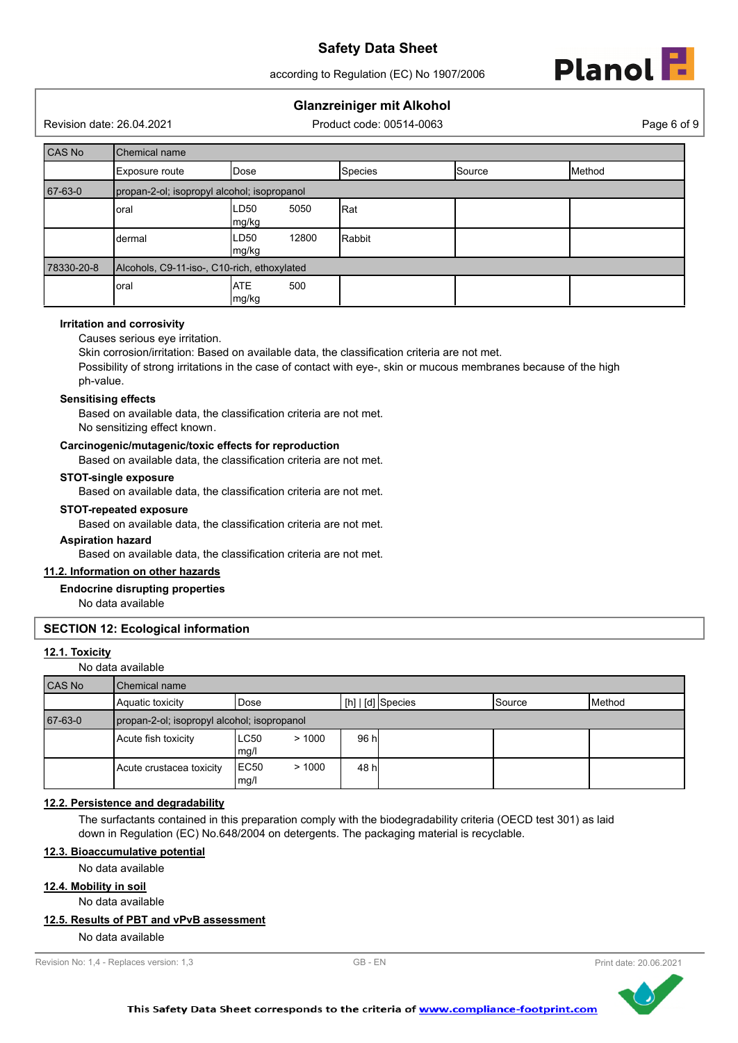| CAS No | Chemical name | | | | |
|---|---|---|---|---|---|
| | Exposure route | Dose | Species | Source | Method |
| 67-63-0 | propan-2-ol; isopropyl alcohol; isopropanol | | | | |
| | oral | LD50 5050 mg/kg | Rat | | |
| | dermal | LD50 12800 mg/kg | Rabbit | | |
| 78330-20-8 | Alcohols, C9-11-iso-, C10-rich, ethoxylated | | | | |
| | oral | ATE 500 mg/kg | | | |

**Irritation and corrosivity**

Causes serious eye irritation.

Skin corrosion/irritation: Based on available data, the classification criteria are not met.

Possibility of strong irritations in the case of contact with eye-, skin or mucous membranes because of the high ph-value.

**Sensitising effects**

Based on available data, the classification criteria are not met.

No sensitizing effect known.

**Carcinogenic/mutagenic/toxic effects for reproduction**

Based on available data, the classification criteria are not met.

**STOT-single exposure**

Based on available data, the classification criteria are not met.

**STOT-repeated exposure**

Based on available data, the classification criteria are not met.

**Aspiration hazard**

Based on available data, the classification criteria are not met.

### 11.2. Information on other hazards

**Endocrine disrupting properties**

No data available

## SECTION 12: Ecological information

### 12.1. Toxicity

No data available

| CAS No | Chemical name | | | | | |
|---|---|---|---|---|---|---|
| | Aquatic toxicity | Dose | [h] \| [d] | Species | Source | Method |
| 67-63-0 | propan-2-ol; isopropyl alcohol; isopropanol | | | | | |
| | Acute fish toxicity | LC50 > 1000 mg/l | 96 h | | | |
| | Acute crustacea toxicity | EC50 > 1000 mg/l | 48 h | | | |

### 12.2. Persistence and degradability

The surfactants contained in this preparation comply with the biodegradability criteria (OECD test 301) as laid down in Regulation (EC) No.648/2004 on detergents. The packaging material is recyclable.

### 12.3. Bioaccumulative potential

No data available

### 12.4. Mobility in soil

No data available

### 12.5. Results of PBT and vPvB assessment

No data available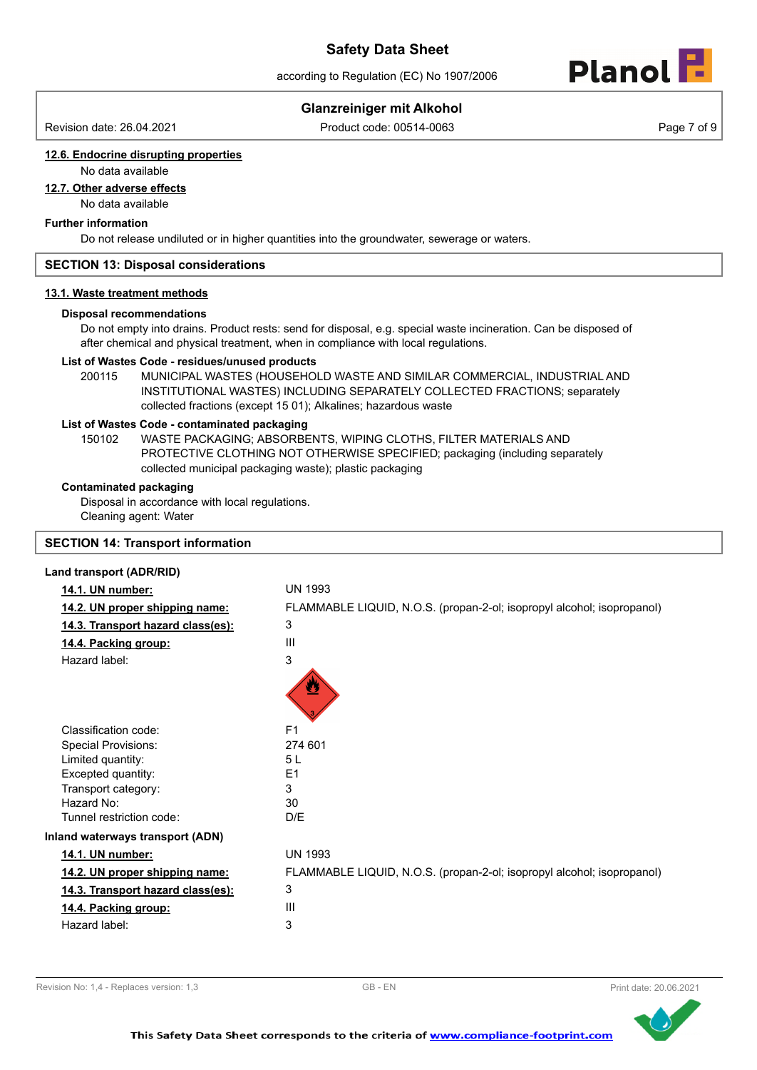#### 12.6. Endocrine disrupting properties

No data available

#### 12.7. Other adverse effects

No data available

**Further information**

Do not release undiluted or in higher quantities into the groundwater, sewerage or waters.

## SECTION 13: Disposal considerations

### 13.1. Waste treatment methods

**Disposal recommendations**

Do not empty into drains. Product rests: send for disposal, e.g. special waste incineration. Can be disposed of after chemical and physical treatment, when in compliance with local regulations.

**List of Wastes Code - residues/unused products**

200115 MUNICIPAL WASTES (HOUSEHOLD WASTE AND SIMILAR COMMERCIAL, INDUSTRIAL AND INSTITUTIONAL WASTES) INCLUDING SEPARATELY COLLECTED FRACTIONS; separately collected fractions (except 15 01); Alkalines; hazardous waste

**List of Wastes Code - contaminated packaging**

150102 WASTE PACKAGING; ABSORBENTS, WIPING CLOTHS, FILTER MATERIALS AND PROTECTIVE CLOTHING NOT OTHERWISE SPECIFIED; packaging (including separately collected municipal packaging waste); plastic packaging

**Contaminated packaging**

Disposal in accordance with local regulations.
Cleaning agent: Water

## SECTION 14: Transport information

**Land transport (ADR/RID)**

| | |
|---|---|
| **14.1. UN number:** | UN 1993 |
| **14.2. UN proper shipping name:** | FLAMMABLE LIQUID, N.O.S. (propan-2-ol; isopropyl alcohol; isopropanol) |
| **14.3. Transport hazard class(es):** | 3 |
| **14.4. Packing group:** | III |
| Hazard label: | 3 |
| Classification code: | F1 |
| Special Provisions: | 274 601 |
| Limited quantity: | 5 L |
| Excepted quantity: | E1 |
| Transport category: | 3 |
| Hazard No: | 30 |
| Tunnel restriction code: | D/E |

**Inland waterways transport (ADN)**

| | |
|---|---|
| **14.1. UN number:** | UN 1993 |
| **14.2. UN proper shipping name:** | FLAMMABLE LIQUID, N.O.S. (propan-2-ol; isopropyl alcohol; isopropanol) |
| **14.3. Transport hazard class(es):** | 3 |
| **14.4. Packing group:** | III |
| Hazard label: | 3 |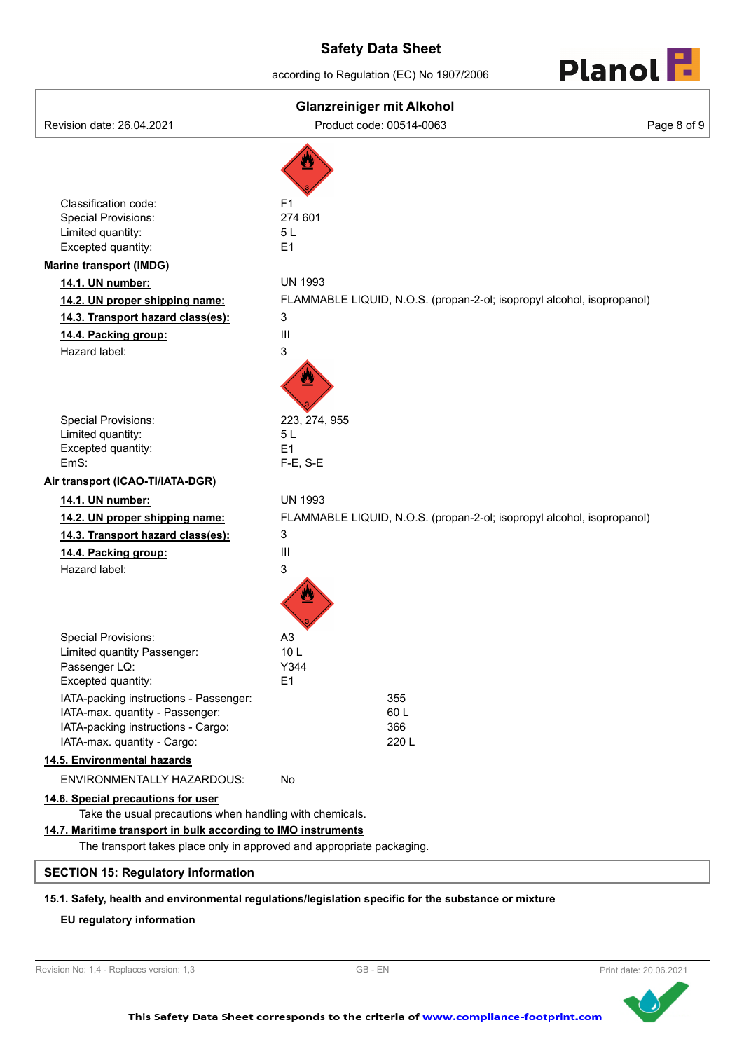Classification code: F1
Special Provisions: 274 601
Limited quantity: 5 L
Excepted quantity: E1

**Marine transport (IMDG)**

| | |
|---|---|
| **14.1. UN number:** | UN 1993 |
| **14.2. UN proper shipping name:** | FLAMMABLE LIQUID, N.O.S. (propan-2-ol; isopropyl alcohol, isopropanol) |
| **14.3. Transport hazard class(es):** | 3 |
| **14.4. Packing group:** | III |
| Hazard label: | 3 |
| Special Provisions: | 223, 274, 955 |
| Limited quantity: | 5 L |
| Excepted quantity: | E1 |
| EmS: | F-E, S-E |

**Air transport (ICAO-TI/IATA-DGR)**

| | |
|---|---|
| **14.1. UN number:** | UN 1993 |
| **14.2. UN proper shipping name:** | FLAMMABLE LIQUID, N.O.S. (propan-2-ol; isopropyl alcohol, isopropanol) |
| **14.3. Transport hazard class(es):** | 3 |
| **14.4. Packing group:** | III |
| Hazard label: | 3 |
| Special Provisions: | A3 |
| Limited quantity Passenger: | 10 L |
| Passenger LQ: | Y344 |
| Excepted quantity: | E1 |
| IATA-packing instructions - Passenger: | 355 |
| IATA-max. quantity - Passenger: | 60 L |
| IATA-packing instructions - Cargo: | 366 |
| IATA-max. quantity - Cargo: | 220 L |

**14.5. Environmental hazards**

ENVIRONMENTALLY HAZARDOUS: No

**14.6. Special precautions for user**

Take the usual precautions when handling with chemicals.

**14.7. Maritime transport in bulk according to IMO instruments**

The transport takes place only in approved and appropriate packaging.

## SECTION 15: Regulatory information

**15.1. Safety, health and environmental regulations/legislation specific for the substance or mixture**

**EU regulatory information**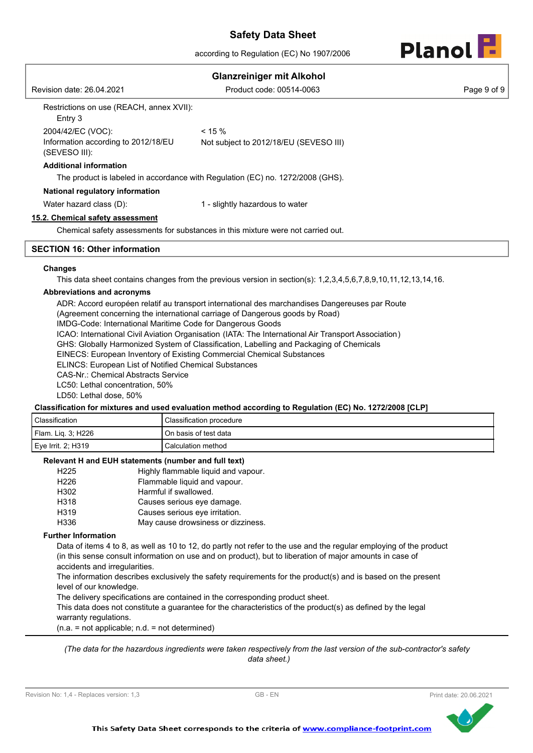Restrictions on use (REACH, annex XVII):

Entry 3

2004/42/EC (VOC): < 15 %

Information according to 2012/18/EU (SEVESO III): Not subject to 2012/18/EU (SEVESO III)

**Additional information**

The product is labeled in accordance with Regulation (EC) no. 1272/2008 (GHS).

**National regulatory information**

Water hazard class (D): 1 - slightly hazardous to water

### 15.2. Chemical safety assessment

Chemical safety assessments for substances in this mixture were not carried out.

## SECTION 16: Other information

**Changes**

This data sheet contains changes from the previous version in section(s): 1,2,3,4,5,6,7,8,9,10,11,12,13,14,16.

**Abbreviations and acronyms**

ADR: Accord européen relatif au transport international des marchandises Dangereuses par Route (Agreement concerning the international carriage of Dangerous goods by Road)
IMDG-Code: International Maritime Code for Dangerous Goods
ICAO: International Civil Aviation Organisation (IATA: The International Air Transport Association)
GHS: Globally Harmonized System of Classification, Labelling and Packaging of Chemicals
EINECS: European Inventory of Existing Commercial Chemical Substances
ELINCS: European List of Notified Chemical Substances
CAS-Nr.: Chemical Abstracts Service
LC50: Lethal concentration, 50%
LD50: Lethal dose, 50%

**Classification for mixtures and used evaluation method according to Regulation (EC) No. 1272/2008 [CLP]**

| Classification | Classification procedure |
|---|---|
| Flam. Liq. 3; H226 | On basis of test data |
| Eye Irrit. 2; H319 | Calculation method |

**Relevant H and EUH statements (number and full text)**

| | |
|---|---|
| H225 | Highly flammable liquid and vapour. |
| H226 | Flammable liquid and vapour. |
| H302 | Harmful if swallowed. |
| H318 | Causes serious eye damage. |
| H319 | Causes serious eye irritation. |
| H336 | May cause drowsiness or dizziness. |

**Further Information**

Data of items 4 to 8, as well as 10 to 12, do partly not refer to the use and the regular employing of the product (in this sense consult information on use and on product), but to liberation of major amounts in case of accidents and irregularities.
The information describes exclusively the safety requirements for the product(s) and is based on the present level of our knowledge.
The delivery specifications are contained in the corresponding product sheet.
This data does not constitute a guarantee for the characteristics of the product(s) as defined by the legal warranty regulations.
(n.a. = not applicable; n.d. = not determined)

*(The data for the hazardous ingredients were taken respectively from the last version of the sub-contractor's safety data sheet.)*